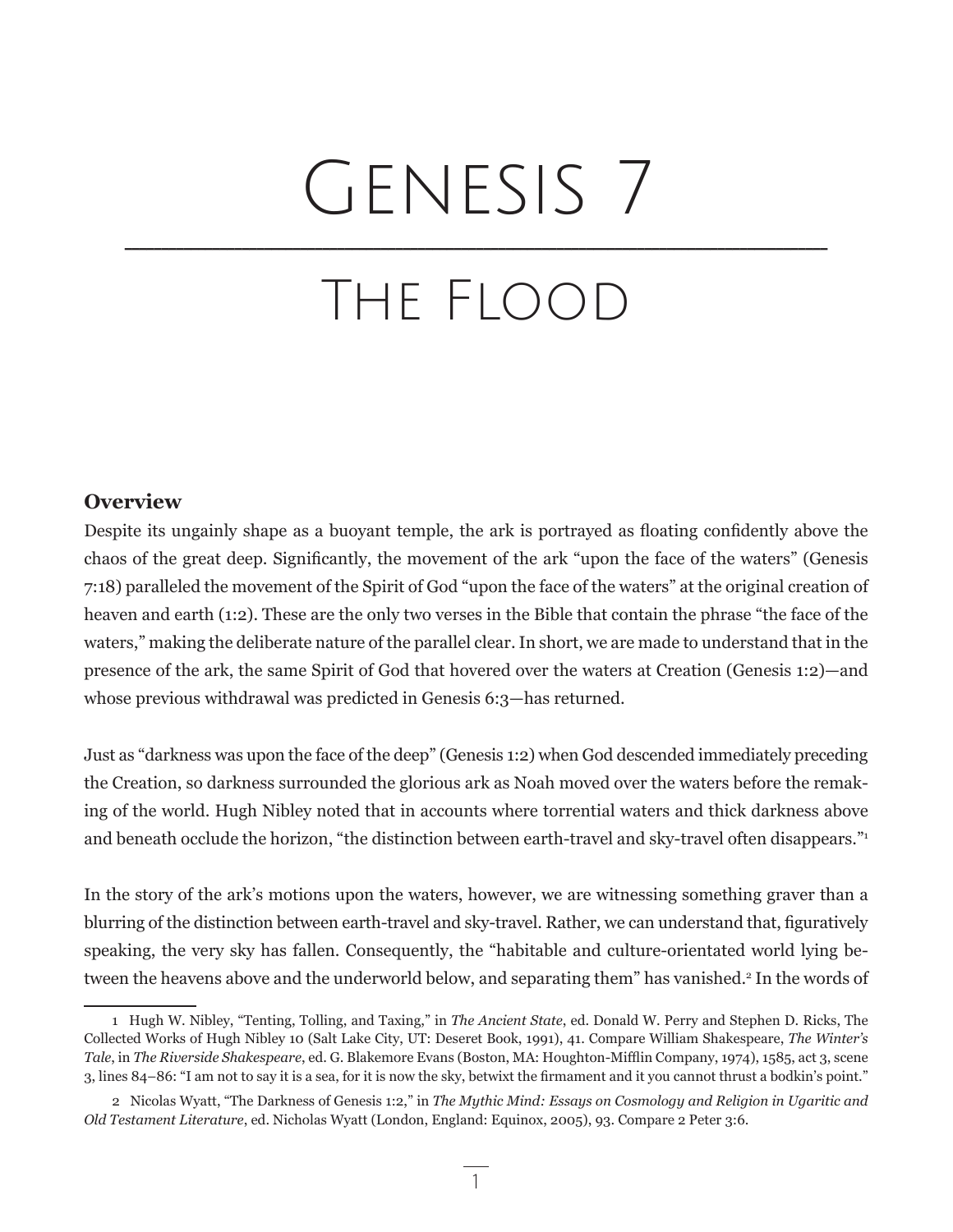# Genesis 7

## The Flood

### Overview

Despite its ungainly shape as a buoyant temple, the ark is portrayed as floating confidently above the chaos of the great deep. Significantly, the movement of the ark "upon the face of the waters" (Genesis 7:18) paralleled the movement of the Spirit of God "upon the face of the waters" at the original creation of heaven and earth (1:2). These are the only two verses in the Bible that contain the phrase "the face of the waters," making the deliberate nature of the parallel clear. In short, we are made to understand that in the presence of the ark, the same Spirit of God that hovered over the waters at Creation (Genesis 1:2)—and whose previous withdrawal was predicted in Genesis 6:3—has returned.

Just as "darkness was upon the face of the deep" (Genesis 1:2) when God descended immediately preceding the Creation, so darkness surrounded the glorious ark as Noah moved over the waters before the remaking of the world. Hugh Nibley noted that in accounts where torrential waters and thick darkness above and beneath occlude the horizon, "the distinction between earth-travel and sky-travel often disappears."[1]

In the story of the ark's motions upon the waters, however, we are witnessing something graver than a blurring of the distinction between earth-travel and sky-travel. Rather, we can understand that, figuratively speaking, the very sky has fallen. Consequently, the "habitable and culture-orientated world lying between the heavens above and the underworld below, and separating them" has vanished.[2] In the words of

1 Hugh W. Nibley, "Tenting, Tolling, and Taxing," in *The Ancient State*, ed. Donald W. Perry and Stephen D. Ricks, The Collected Works of Hugh Nibley 10 (Salt Lake City, UT: Deseret Book, 1991), 41. Compare William Shakespeare, *The Winter's Tale*, in *The Riverside Shakespeare*, ed. G. Blakemore Evans (Boston, MA: Houghton-Mifflin Company, 1974), 1585, act 3, scene 3, lines 84–86: "I am not to say it is a sea, for it is now the sky, betwixt the firmament and it you cannot thrust a bodkin's point."

2 Nicolas Wyatt, "The Darkness of Genesis 1:2," in *The Mythic Mind: Essays on Cosmology and Religion in Ugaritic and Old Testament Literature*, ed. Nicholas Wyatt (London, England: Equinox, 2005), 93. Compare 2 Peter 3:6.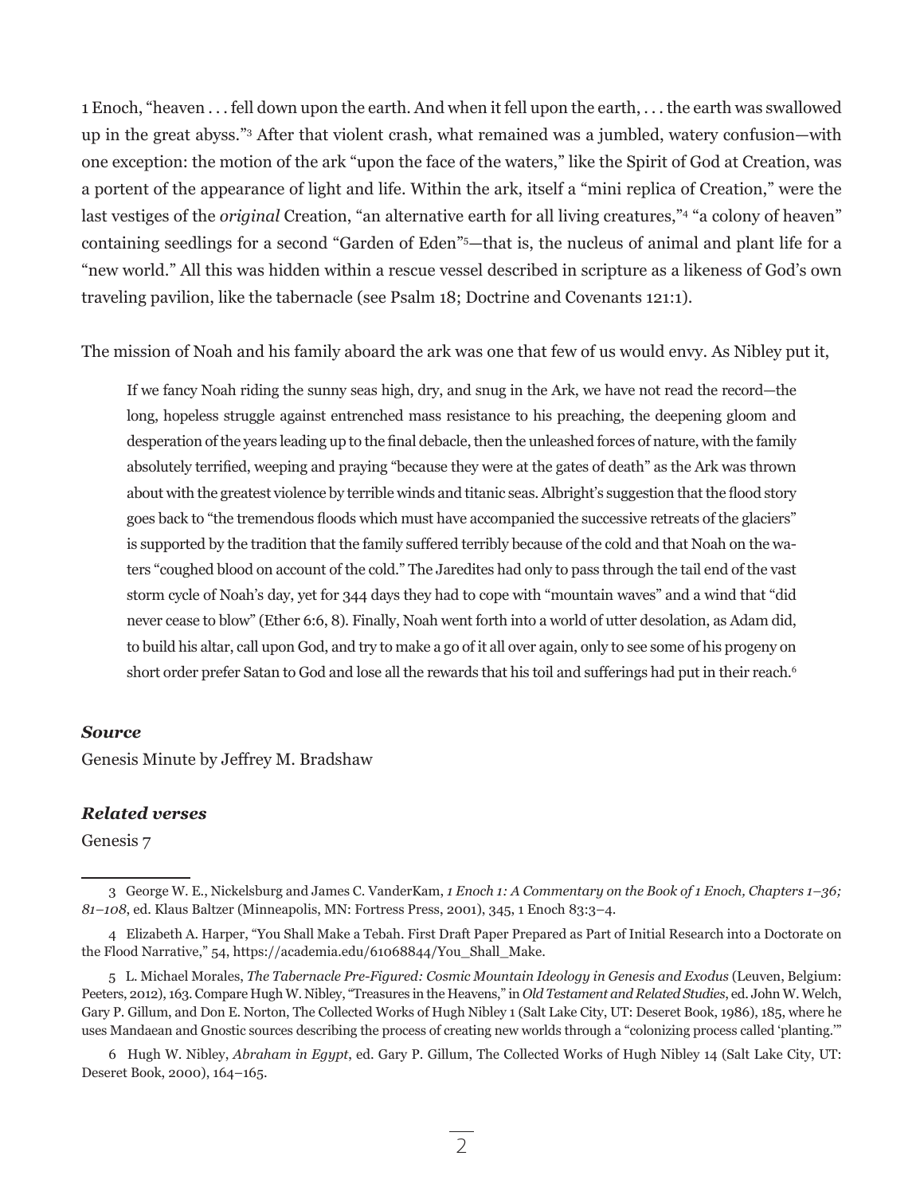1 Enoch, "heaven . . . fell down upon the earth. And when it fell upon the earth, . . . the earth was swallowed up in the great abyss."[3] After that violent crash, what remained was a jumbled, watery confusion—with one exception: the motion of the ark "upon the face of the waters," like the Spirit of God at Creation, was a portent of the appearance of light and life. Within the ark, itself a "mini replica of Creation," were the last vestiges of the *original* Creation, "an alternative earth for all living creatures,"[4] "a colony of heaven" containing seedlings for a second "Garden of Eden"[5]—that is, the nucleus of animal and plant life for a "new world." All this was hidden within a rescue vessel described in scripture as a likeness of God's own traveling pavilion, like the tabernacle (see Psalm 18; Doctrine and Covenants 121:1).

The mission of Noah and his family aboard the ark was one that few of us would envy. As Nibley put it,

> If we fancy Noah riding the sunny seas high, dry, and snug in the Ark, we have not read the record—the long, hopeless struggle against entrenched mass resistance to his preaching, the deepening gloom and desperation of the years leading up to the final debacle, then the unleashed forces of nature, with the family absolutely terrified, weeping and praying "because they were at the gates of death" as the Ark was thrown about with the greatest violence by terrible winds and titanic seas. Albright's suggestion that the flood story goes back to "the tremendous floods which must have accompanied the successive retreats of the glaciers" is supported by the tradition that the family suffered terribly because of the cold and that Noah on the waters "coughed blood on account of the cold." The Jaredites had only to pass through the tail end of the vast storm cycle of Noah's day, yet for 344 days they had to cope with "mountain waves" and a wind that "did never cease to blow" (Ether 6:6, 8). Finally, Noah went forth into a world of utter desolation, as Adam did, to build his altar, call upon God, and try to make a go of it all over again, only to see some of his progeny on short order prefer Satan to God and lose all the rewards that his toil and sufferings had put in their reach.[6]

### *Source*

Genesis Minute by Jeffrey M. Bradshaw

### *Related verses*

Genesis 7

---

3 George W. E., Nickelsburg and James C. VanderKam, *1 Enoch 1: A Commentary on the Book of 1 Enoch, Chapters 1–36; 81–108*, ed. Klaus Baltzer (Minneapolis, MN: Fortress Press, 2001), 345, 1 Enoch 83:3–4.

4 Elizabeth A. Harper, "You Shall Make a Tebah. First Draft Paper Prepared as Part of Initial Research into a Doctorate on the Flood Narrative," 54, https://academia.edu/61068844/You_Shall_Make.

5 L. Michael Morales, *The Tabernacle Pre-Figured: Cosmic Mountain Ideology in Genesis and Exodus* (Leuven, Belgium: Peeters, 2012), 163. Compare Hugh W. Nibley, "Treasures in the Heavens," in *Old Testament and Related Studies*, ed. John W. Welch, Gary P. Gillum, and Don E. Norton, The Collected Works of Hugh Nibley 1 (Salt Lake City, UT: Deseret Book, 1986), 185, where he uses Mandaean and Gnostic sources describing the process of creating new worlds through a "colonizing process called 'planting.'"

6 Hugh W. Nibley, *Abraham in Egypt*, ed. Gary P. Gillum, The Collected Works of Hugh Nibley 14 (Salt Lake City, UT: Deseret Book, 2000), 164–165.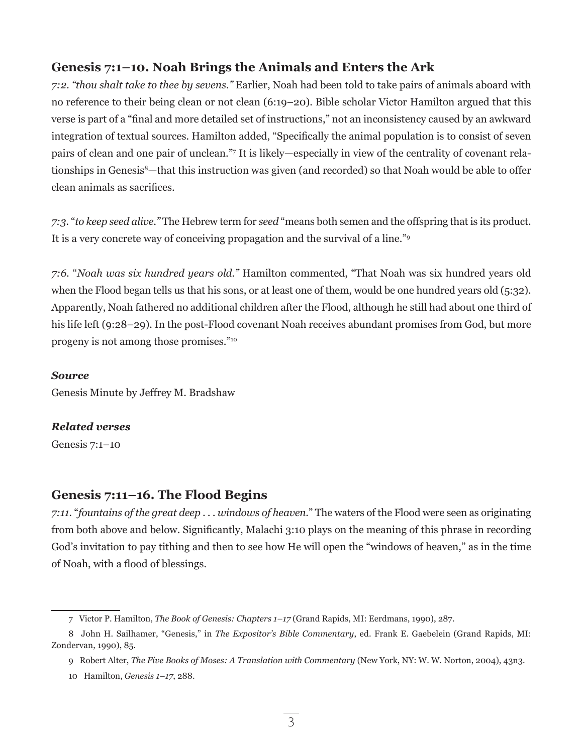## Genesis 7:1–10. Noah Brings the Animals and Enters the Ark

*7:2. "thou shalt take to thee by sevens."* Earlier, Noah had been told to take pairs of animals aboard with no reference to their being clean or not clean (6:19–20). Bible scholar Victor Hamilton argued that this verse is part of a "final and more detailed set of instructions," not an inconsistency caused by an awkward integration of textual sources. Hamilton added, "Specifically the animal population is to consist of seven pairs of clean and one pair of unclean."[7] It is likely—especially in view of the centrality of covenant relationships in Genesis[8]—that this instruction was given (and recorded) so that Noah would be able to offer clean animals as sacrifices.

*7:3. "to keep seed alive."* The Hebrew term for *seed* "means both semen and the offspring that is its product. It is a very concrete way of conceiving propagation and the survival of a line."[9]

*7:6. "Noah was six hundred years old."* Hamilton commented, "That Noah was six hundred years old when the Flood began tells us that his sons, or at least one of them, would be one hundred years old (5:32). Apparently, Noah fathered no additional children after the Flood, although he still had about one third of his life left (9:28–29). In the post-Flood covenant Noah receives abundant promises from God, but more progeny is not among those promises."[10]

***Source***

Genesis Minute by Jeffrey M. Bradshaw

***Related verses***

Genesis 7:1–10

## Genesis 7:11–16. The Flood Begins

*7:11. "fountains of the great deep . . . windows of heaven."* The waters of the Flood were seen as originating from both above and below. Significantly, Malachi 3:10 plays on the meaning of this phrase in recording God's invitation to pay tithing and then to see how He will open the "windows of heaven," as in the time of Noah, with a flood of blessings.

---

7 Victor P. Hamilton, *The Book of Genesis: Chapters 1–17* (Grand Rapids, MI: Eerdmans, 1990), 287.

8 John H. Sailhamer, "Genesis," in *The Expositor's Bible Commentary*, ed. Frank E. Gaebelein (Grand Rapids, MI: Zondervan, 1990), 85.

9 Robert Alter, *The Five Books of Moses: A Translation with Commentary* (New York, NY: W. W. Norton, 2004), 43n3.

10 Hamilton, *Genesis 1–17*, 288.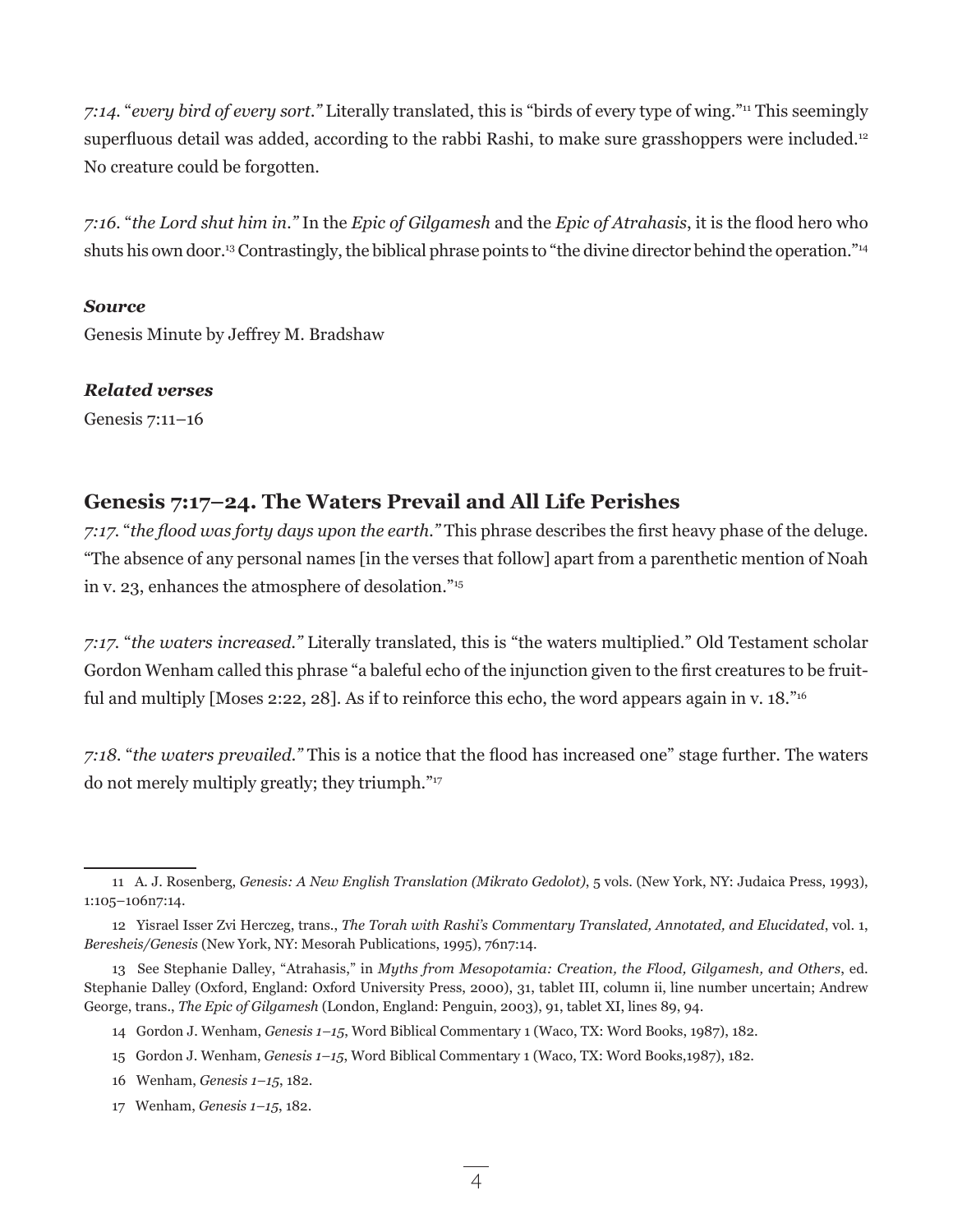*7:14.* "*every bird of every sort.*" Literally translated, this is "birds of every type of wing."[11] This seemingly superfluous detail was added, according to the rabbi Rashi, to make sure grasshoppers were included.[12] No creature could be forgotten.

*7:16.* "*the Lord shut him in.*" In the *Epic of Gilgamesh* and the *Epic of Atrahasis*, it is the flood hero who shuts his own door.[13] Contrastingly, the biblical phrase points to "the divine director behind the operation."[14]

***Source***

Genesis Minute by Jeffrey M. Bradshaw

***Related verses***

Genesis 7:11–16

## Genesis 7:17–24. The Waters Prevail and All Life Perishes

*7:17.* "*the flood was forty days upon the earth.*" This phrase describes the first heavy phase of the deluge. "The absence of any personal names [in the verses that follow] apart from a parenthetic mention of Noah in v. 23, enhances the atmosphere of desolation."[15]

*7:17.* "*the waters increased.*" Literally translated, this is "the waters multiplied." Old Testament scholar Gordon Wenham called this phrase "a baleful echo of the injunction given to the first creatures to be fruitful and multiply [Moses 2:22, 28]. As if to reinforce this echo, the word appears again in v. 18."[16]

*7:18.* "*the waters prevailed.*" This is a notice that the flood has increased one" stage further. The waters do not merely multiply greatly; they triumph."[17]

---

11 A. J. Rosenberg, *Genesis: A New English Translation (Mikrato Gedolot)*, 5 vols. (New York, NY: Judaica Press, 1993), 1:105–106n7:14.

12 Yisrael Isser Zvi Herczeg, trans., *The Torah with Rashi's Commentary Translated, Annotated, and Elucidated*, vol. 1, *Beresheis/Genesis* (New York, NY: Mesorah Publications, 1995), 76n7:14.

13 See Stephanie Dalley, "Atrahasis," in *Myths from Mesopotamia: Creation, the Flood, Gilgamesh, and Others*, ed. Stephanie Dalley (Oxford, England: Oxford University Press, 2000), 31, tablet III, column ii, line number uncertain; Andrew George, trans., *The Epic of Gilgamesh* (London, England: Penguin, 2003), 91, tablet XI, lines 89, 94.

14 Gordon J. Wenham, *Genesis 1–15*, Word Biblical Commentary 1 (Waco, TX: Word Books, 1987), 182.

15 Gordon J. Wenham, *Genesis 1–15*, Word Biblical Commentary 1 (Waco, TX: Word Books,1987), 182.

16 Wenham, *Genesis 1–15*, 182.

17 Wenham, *Genesis 1–15*, 182.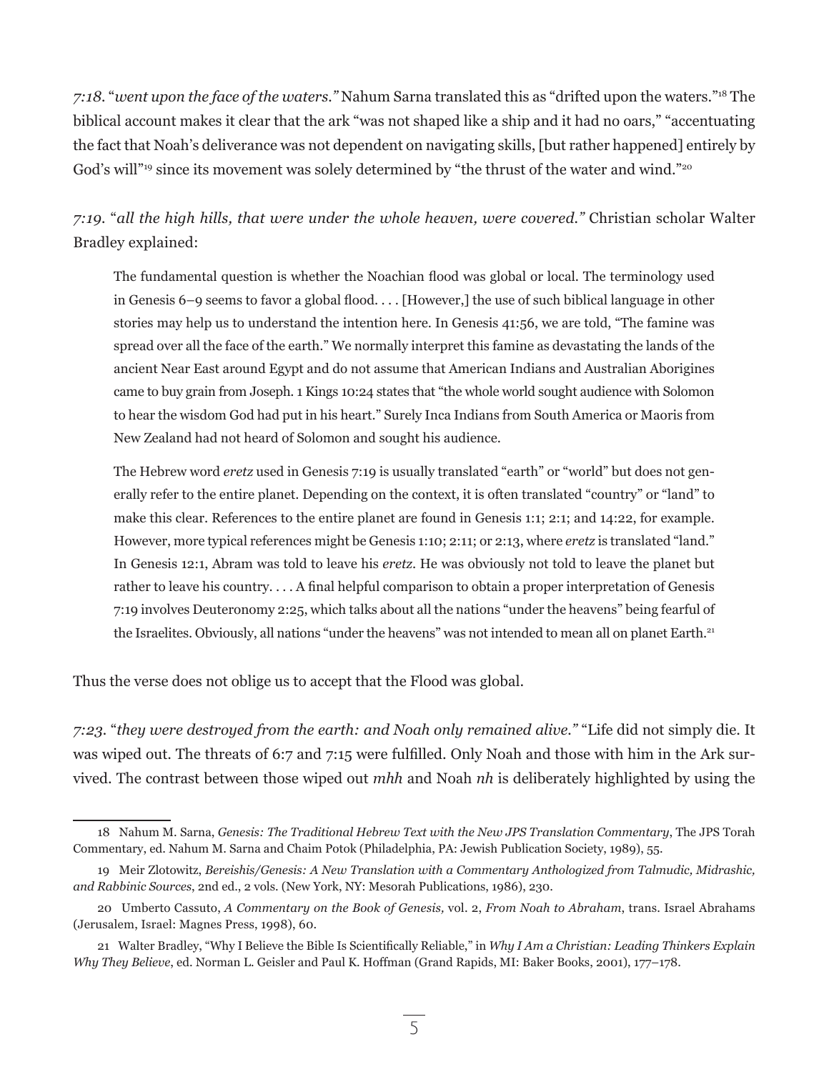*7:18.* "*went upon the face of the waters."* Nahum Sarna translated this as "drifted upon the waters."[18] The biblical account makes it clear that the ark "was not shaped like a ship and it had no oars," "accentuating the fact that Noah's deliverance was not dependent on navigating skills, [but rather happened] entirely by God's will"[19] since its movement was solely determined by "the thrust of the water and wind."[20]

*7:19.* "*all the high hills, that were under the whole heaven, were covered."* Christian scholar Walter Bradley explained:

> The fundamental question is whether the Noachian flood was global or local. The terminology used in Genesis 6–9 seems to favor a global flood. . . . [However,] the use of such biblical language in other stories may help us to understand the intention here. In Genesis 41:56, we are told, "The famine was spread over all the face of the earth." We normally interpret this famine as devastating the lands of the ancient Near East around Egypt and do not assume that American Indians and Australian Aborigines came to buy grain from Joseph. 1 Kings 10:24 states that "the whole world sought audience with Solomon to hear the wisdom God had put in his heart." Surely Inca Indians from South America or Maoris from New Zealand had not heard of Solomon and sought his audience.
>
> The Hebrew word *eretz* used in Genesis 7:19 is usually translated "earth" or "world" but does not generally refer to the entire planet. Depending on the context, it is often translated "country" or "land" to make this clear. References to the entire planet are found in Genesis 1:1; 2:1; and 14:22, for example. However, more typical references might be Genesis 1:10; 2:11; or 2:13, where *eretz* is translated "land." In Genesis 12:1, Abram was told to leave his *eretz*. He was obviously not told to leave the planet but rather to leave his country. . . . A final helpful comparison to obtain a proper interpretation of Genesis 7:19 involves Deuteronomy 2:25, which talks about all the nations "under the heavens" being fearful of the Israelites. Obviously, all nations "under the heavens" was not intended to mean all on planet Earth.[21]

Thus the verse does not oblige us to accept that the Flood was global.

*7:23.* "*they were destroyed from the earth: and Noah only remained alive."* "Life did not simply die. It was wiped out. The threats of 6:7 and 7:15 were fulfilled. Only Noah and those with him in the Ark survived. The contrast between those wiped out *mhh* and Noah *nh* is deliberately highlighted by using the

---

18 Nahum M. Sarna, *Genesis: The Traditional Hebrew Text with the New JPS Translation Commentary*, The JPS Torah Commentary, ed. Nahum M. Sarna and Chaim Potok (Philadelphia, PA: Jewish Publication Society, 1989), 55.

19 Meir Zlotowitz, *Bereishis/Genesis: A New Translation with a Commentary Anthologized from Talmudic, Midrashic, and Rabbinic Sources*, 2nd ed., 2 vols. (New York, NY: Mesorah Publications, 1986), 230.

20 Umberto Cassuto, *A Commentary on the Book of Genesis,* vol. 2, *From Noah to Abraham*, trans. Israel Abrahams (Jerusalem, Israel: Magnes Press, 1998), 60.

21 Walter Bradley, "Why I Believe the Bible Is Scientifically Reliable," in *Why I Am a Christian: Leading Thinkers Explain Why They Believe*, ed. Norman L. Geisler and Paul K. Hoffman (Grand Rapids, MI: Baker Books, 2001), 177–178.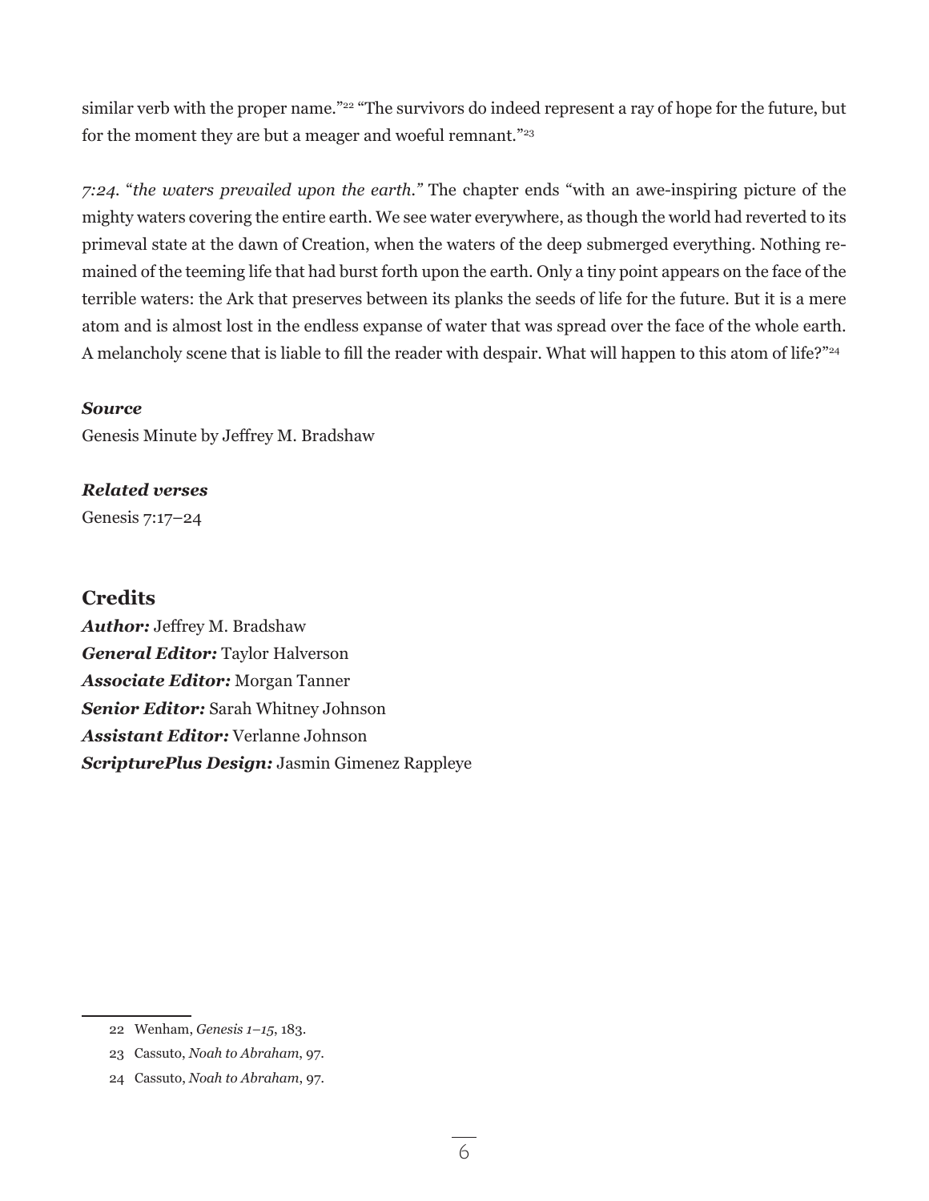similar verb with the proper name."[22] "The survivors do indeed represent a ray of hope for the future, but for the moment they are but a meager and woeful remnant."[23]

*7:24.* "*the waters prevailed upon the earth.*" The chapter ends "with an awe-inspiring picture of the mighty waters covering the entire earth. We see water everywhere, as though the world had reverted to its primeval state at the dawn of Creation, when the waters of the deep submerged everything. Nothing remained of the teeming life that had burst forth upon the earth. Only a tiny point appears on the face of the terrible waters: the Ark that preserves between its planks the seeds of life for the future. But it is a mere atom and is almost lost in the endless expanse of water that was spread over the face of the whole earth. A melancholy scene that is liable to fill the reader with despair. What will happen to this atom of life?"[24]

***Source***
Genesis Minute by Jeffrey M. Bradshaw

***Related verses***
Genesis 7:17–24

## Credits

***Author:*** Jeffrey M. Bradshaw
***General Editor:*** Taylor Halverson
***Associate Editor:*** Morgan Tanner
***Senior Editor:*** Sarah Whitney Johnson
***Assistant Editor:*** Verlanne Johnson
***ScripturePlus Design:*** Jasmin Gimenez Rappleye

---

22 Wenham, *Genesis 1–15*, 183.

23 Cassuto, *Noah to Abraham*, 97.

24 Cassuto, *Noah to Abraham*, 97.